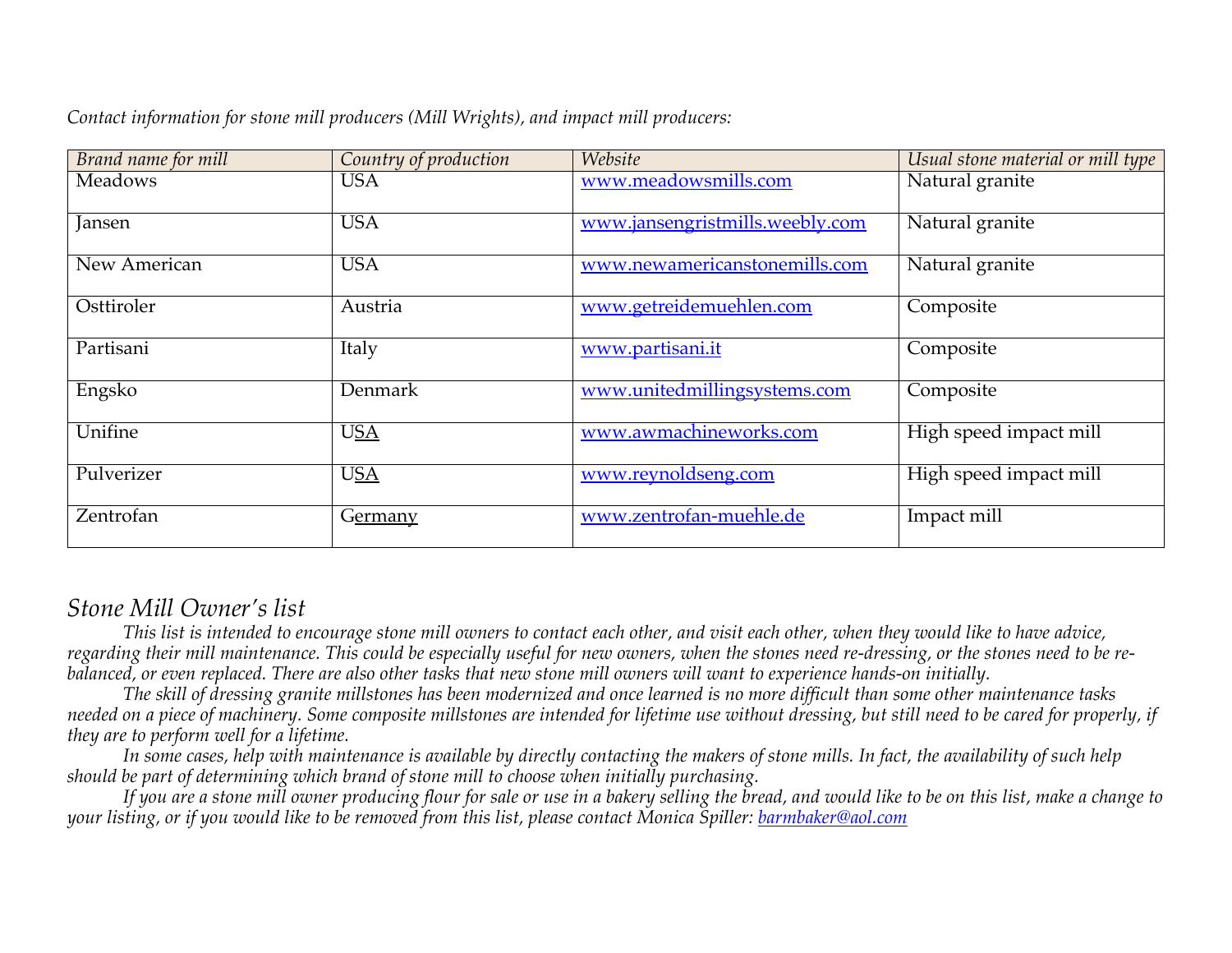*Contact information for stone mill producers (Mill Wrights), and impact mill producers:*

| *Brand name for mill* | *Country of production* | *Website* | *Usual stone material or mill type* |
|---|---|---|---|
| Meadows | USA | www.meadowsmills.com | Natural granite |
| Jansen | USA | www.jansengristmills.weebly.com | Natural granite |
| New American | USA | www.newamericanstonemills.com | Natural granite |
| Osttiroler | Austria | www.getreidemuehlen.com | Composite |
| Partisani | Italy | www.partisani.it | Composite |
| Engsko | Denmark | www.unitedmillingsystems.com | Composite |
| Unifine | USA | www.awmachineworks.com | High speed impact mill |
| Pulverizer | USA | www.reynoldseng.com | High speed impact mill |
| Zentrofan | Germany | www.zentrofan-muehle.de | Impact mill |

## *Stone Mill Owner's list*

*This list is intended to encourage stone mill owners to contact each other, and visit each other, when they would like to have advice, regarding their mill maintenance. This could be especially useful for new owners, when the stones need re-dressing, or the stones need to be re-balanced, or even replaced. There are also other tasks that new stone mill owners will want to experience hands-on initially.*

*The skill of dressing granite millstones has been modernized and once learned is no more difficult than some other maintenance tasks needed on a piece of machinery. Some composite millstones are intended for lifetime use without dressing, but still need to be cared for properly, if they are to perform well for a lifetime.*

*In some cases, help with maintenance is available by directly contacting the makers of stone mills. In fact, the availability of such help should be part of determining which brand of stone mill to choose when initially purchasing.*

*If you are a stone mill owner producing flour for sale or use in a bakery selling the bread, and would like to be on this list, make a change to your listing, or if you would like to be removed from this list, please contact Monica Spiller: barmbaker@aol.com*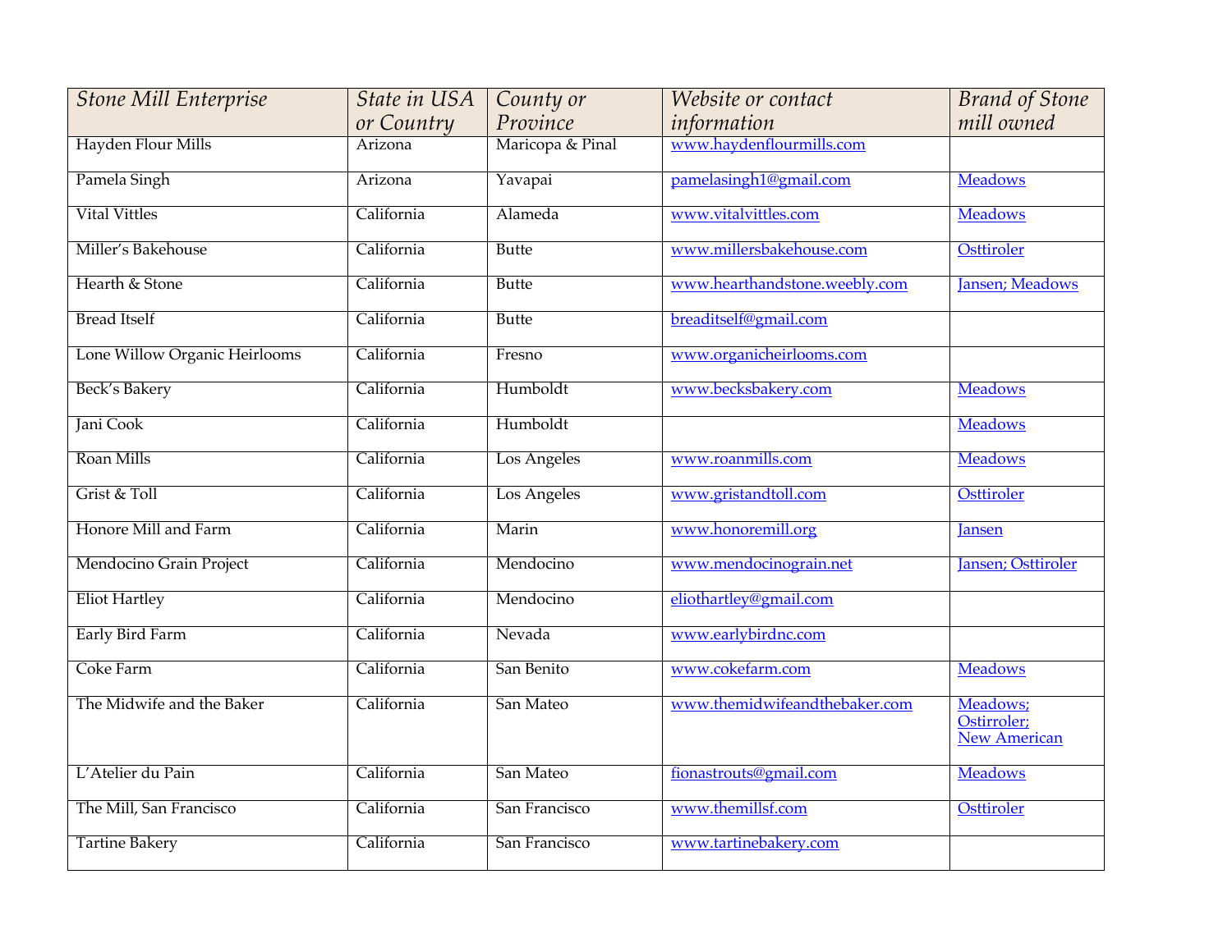| *Stone Mill Enterprise* | *State in USA or Country* | *County or Province* | *Website or contact information* | *Brand of Stone mill owned* |
|---|---|---|---|---|
| Hayden Flour Mills | Arizona | Maricopa & Pinal | www.haydenflourmills.com | |
| Pamela Singh | Arizona | Yavapai | pamelasingh1@gmail.com | Meadows |
| Vital Vittles | California | Alameda | www.vitalvittles.com | Meadows |
| Miller's Bakehouse | California | Butte | www.millersbakehouse.com | Osttiroler |
| Hearth & Stone | California | Butte | www.hearthandstone.weebly.com | Jansen; Meadows |
| Bread Itself | California | Butte | breaditself@gmail.com | |
| Lone Willow Organic Heirlooms | California | Fresno | www.organicheirlooms.com | |
| Beck's Bakery | California | Humboldt | www.becksbakery.com | Meadows |
| Jani Cook | California | Humboldt | | Meadows |
| Roan Mills | California | Los Angeles | www.roanmills.com | Meadows |
| Grist & Toll | California | Los Angeles | www.gristandtoll.com | Osttiroler |
| Honore Mill and Farm | California | Marin | www.honoremill.org | Jansen |
| Mendocino Grain Project | California | Mendocino | www.mendocinograin.net | Jansen; Osttiroler |
| Eliot Hartley | California | Mendocino | eliothartley@gmail.com | |
| Early Bird Farm | California | Nevada | www.earlybirdnc.com | |
| Coke Farm | California | San Benito | www.cokefarm.com | Meadows |
| The Midwife and the Baker | California | San Mateo | www.themidwifeandthebaker.com | Meadows; Ostirroler; New American |
| L'Atelier du Pain | California | San Mateo | fionastrouts@gmail.com | Meadows |
| The Mill, San Francisco | California | San Francisco | www.themillsf.com | Osttiroler |
| Tartine Bakery | California | San Francisco | www.tartinebakery.com | |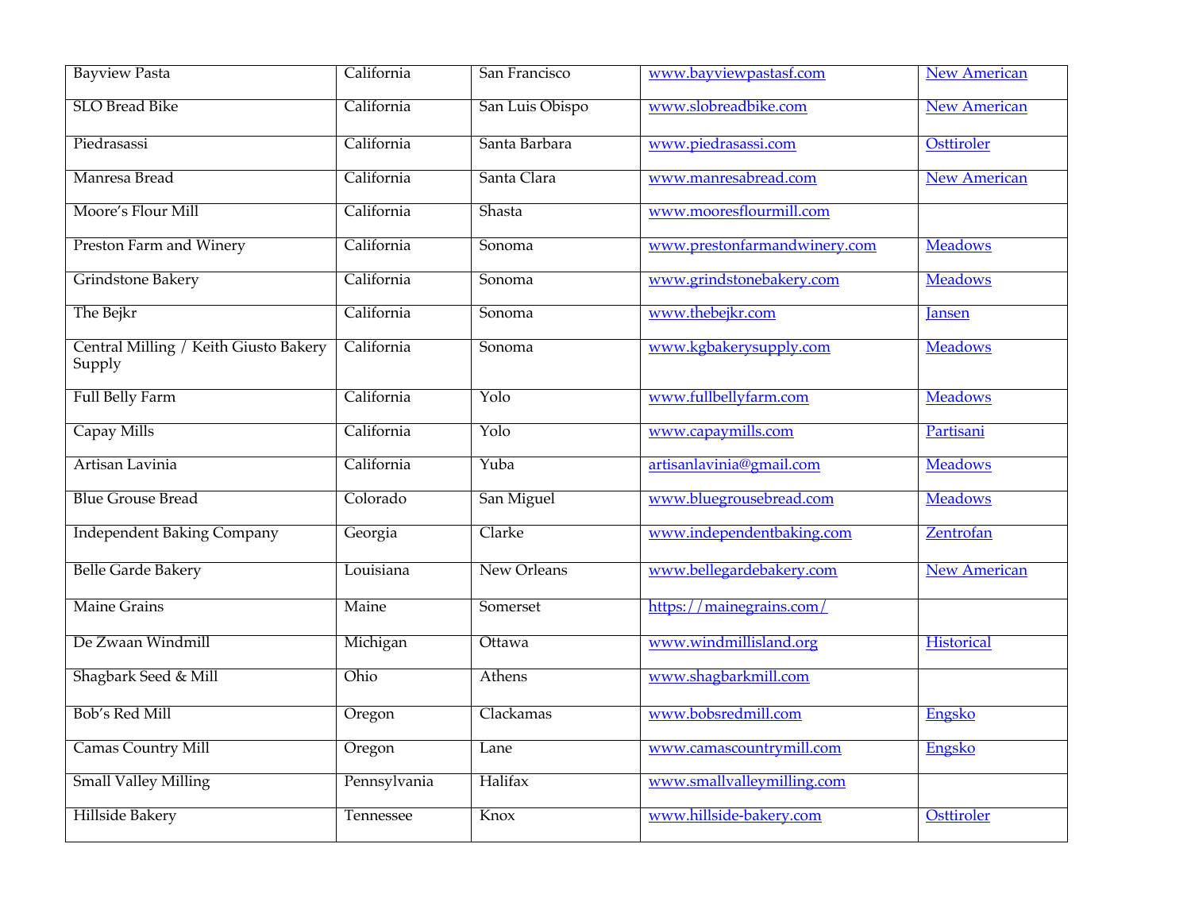| | | | | |
|---|---|---|---|---|
| Bayview Pasta | California | San Francisco | www.bayviewpastasf.com | New American |
| SLO Bread Bike | California | San Luis Obispo | www.slobreadbike.com | New American |
| Piedrasassi | California | Santa Barbara | www.piedrasassi.com | Osttiroler |
| Manresa Bread | California | Santa Clara | www.manresabread.com | New American |
| Moore's Flour Mill | California | Shasta | www.mooresflourmill.com | |
| Preston Farm and Winery | California | Sonoma | www.prestonfarmandwinery.com | Meadows |
| Grindstone Bakery | California | Sonoma | www.grindstonebakery.com | Meadows |
| The Bejkr | California | Sonoma | www.thebejkr.com | Jansen |
| Central Milling / Keith Giusto Bakery Supply | California | Sonoma | www.kgbakerysupply.com | Meadows |
| Full Belly Farm | California | Yolo | www.fullbellyfarm.com | Meadows |
| Capay Mills | California | Yolo | www.capaymills.com | Partisani |
| Artisan Lavinia | California | Yuba | artisanlavinia@gmail.com | Meadows |
| Blue Grouse Bread | Colorado | San Miguel | www.bluegrousebread.com | Meadows |
| Independent Baking Company | Georgia | Clarke | www.independentbaking.com | Zentrofan |
| Belle Garde Bakery | Louisiana | New Orleans | www.bellegardebakery.com | New American |
| Maine Grains | Maine | Somerset | https://mainegrains.com/ | |
| De Zwaan Windmill | Michigan | Ottawa | www.windmillisland.org | Historical |
| Shagbark Seed & Mill | Ohio | Athens | www.shagbarkmill.com | |
| Bob's Red Mill | Oregon | Clackamas | www.bobsredmill.com | Engsko |
| Camas Country Mill | Oregon | Lane | www.camascountrymill.com | Engsko |
| Small Valley Milling | Pennsylvania | Halifax | www.smallvalleymilling.com | |
| Hillside Bakery | Tennessee | Knox | www.hillside-bakery.com | Osttiroler |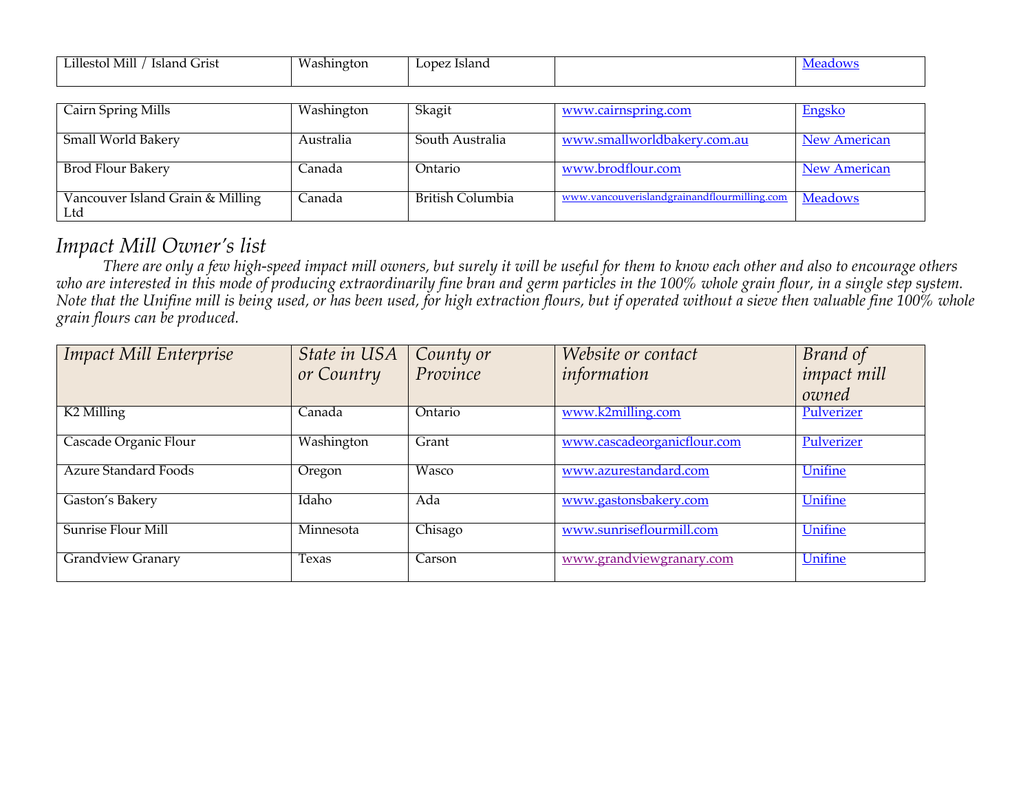| | | | | |
|---|---|---|---|---|
| Lillestol Mill / Island Grist | Washington | Lopez Island | | Meadows |
| Cairn Spring Mills | Washington | Skagit | www.cairnspring.com | Engsko |
| Small World Bakery | Australia | South Australia | www.smallworldbakery.com.au | New American |
| Brod Flour Bakery | Canada | Ontario | www.brodflour.com | New American |
| Vancouver Island Grain & Milling Ltd | Canada | British Columbia | www.vancouverislandgrainandflourmilling.com | Meadows |

## *Impact Mill Owner's list*

*There are only a few high-speed impact mill owners, but surely it will be useful for them to know each other and also to encourage others who are interested in this mode of producing extraordinarily fine bran and germ particles in the 100% whole grain flour, in a single step system. Note that the Unifine mill is being used, or has been used, for high extraction flours, but if operated without a sieve then valuable fine 100% whole grain flours can be produced.*

| *Impact Mill Enterprise* | *State in USA or Country* | *County or Province* | *Website or contact information* | *Brand of impact mill owned* |
|---|---|---|---|---|
| K2 Milling | Canada | Ontario | www.k2milling.com | Pulverizer |
| Cascade Organic Flour | Washington | Grant | www.cascadeorganicflour.com | Pulverizer |
| Azure Standard Foods | Oregon | Wasco | www.azurestandard.com | Unifine |
| Gaston's Bakery | Idaho | Ada | www.gastonsbakery.com | Unifine |
| Sunrise Flour Mill | Minnesota | Chisago | www.sunriseflourmill.com | Unifine |
| Grandview Granary | Texas | Carson | www.grandviewgranary.com | Unifine |